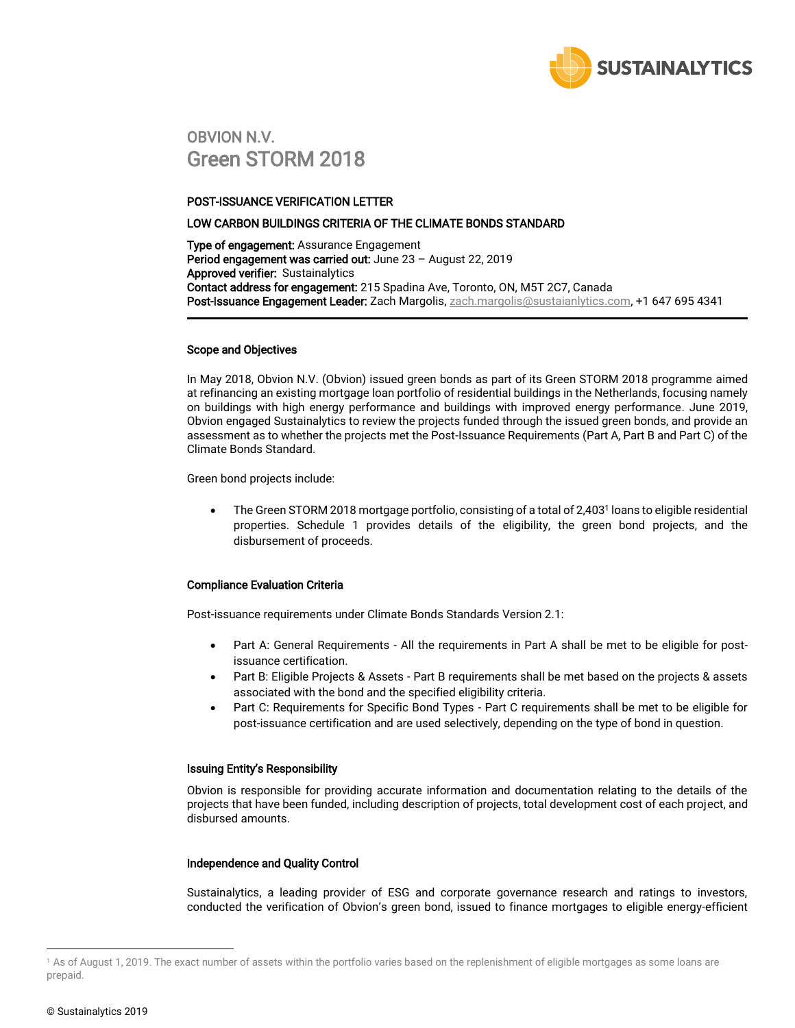# OBVION N.V.
# Green STORM 2018

## POST-ISSUANCE VERIFICATION LETTER

## LOW CARBON BUILDINGS CRITERIA OF THE CLIMATE BONDS STANDARD

**Type of engagement:** Assurance Engagement
**Period engagement was carried out:** June 23 – August 22, 2019
**Approved verifier:** Sustainalytics
**Contact address for engagement:** 215 Spadina Ave, Toronto, ON, M5T 2C7, Canada
**Post-Issuance Engagement Leader:** Zach Margolis, zach.margolis@sustaianlytics.com, +1 647 695 4341

---

### Scope and Objectives

In May 2018, Obvion N.V. (Obvion) issued green bonds as part of its Green STORM 2018 programme aimed at refinancing an existing mortgage loan portfolio of residential buildings in the Netherlands, focusing namely on buildings with high energy performance and buildings with improved energy performance. June 2019, Obvion engaged Sustainalytics to review the projects funded through the issued green bonds, and provide an assessment as to whether the projects met the Post-Issuance Requirements (Part A, Part B and Part C) of the Climate Bonds Standard.

Green bond projects include:

- The Green STORM 2018 mortgage portfolio, consisting of a total of 2,403[1] loans to eligible residential properties. Schedule 1 provides details of the eligibility, the green bond projects, and the disbursement of proceeds.

### Compliance Evaluation Criteria

Post-issuance requirements under Climate Bonds Standards Version 2.1:

- Part A: General Requirements - All the requirements in Part A shall be met to be eligible for post-issuance certification.
- Part B: Eligible Projects & Assets - Part B requirements shall be met based on the projects & assets associated with the bond and the specified eligibility criteria.
- Part C: Requirements for Specific Bond Types - Part C requirements shall be met to be eligible for post-issuance certification and are used selectively, depending on the type of bond in question.

### Issuing Entity's Responsibility

Obvion is responsible for providing accurate information and documentation relating to the details of the projects that have been funded, including description of projects, total development cost of each project, and disbursed amounts.

### Independence and Quality Control

Sustainalytics, a leading provider of ESG and corporate governance research and ratings to investors, conducted the verification of Obvion's green bond, issued to finance mortgages to eligible energy-efficient

[1] As of August 1, 2019. The exact number of assets within the portfolio varies based on the replenishment of eligible mortgages as some loans are prepaid.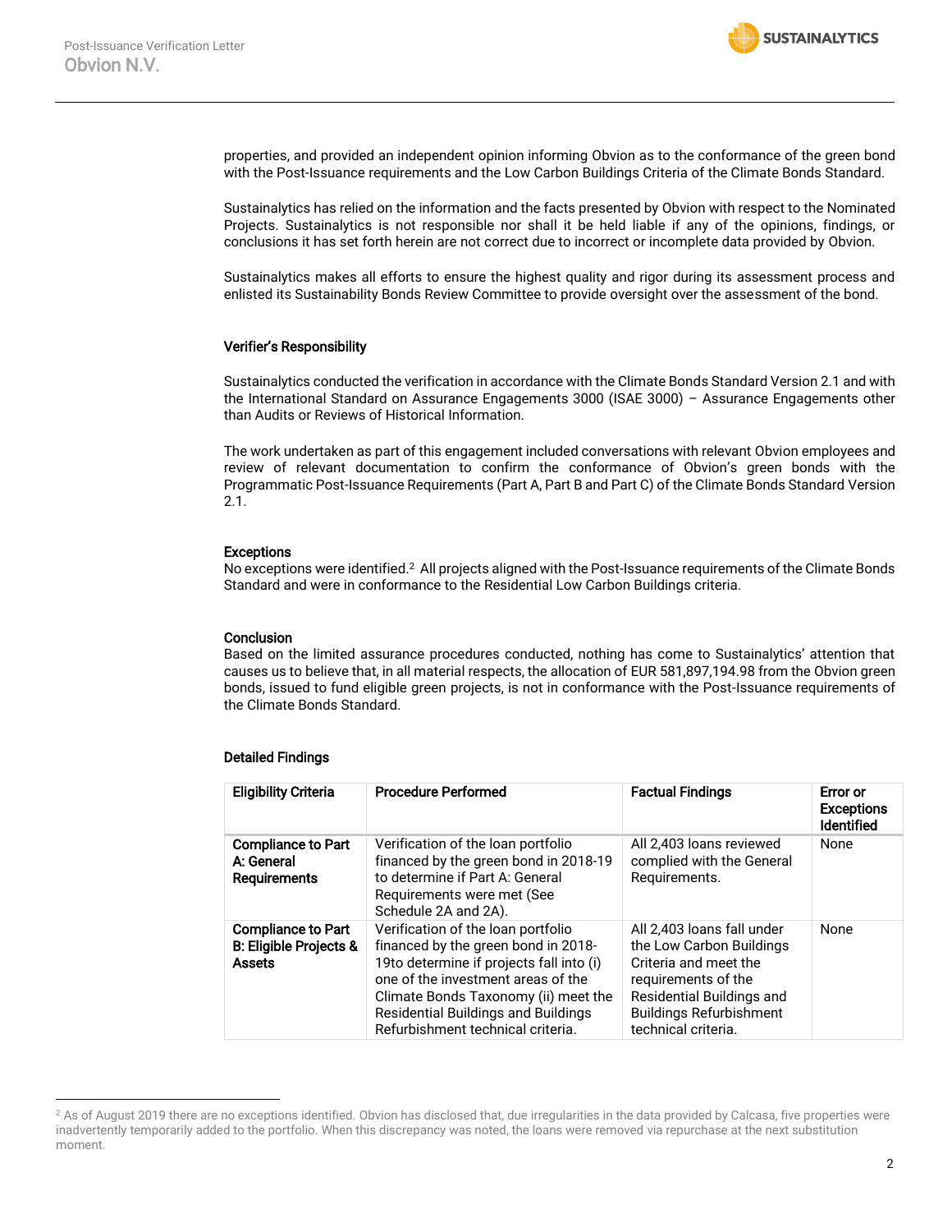properties, and provided an independent opinion informing Obvion as to the conformance of the green bond with the Post-Issuance requirements and the Low Carbon Buildings Criteria of the Climate Bonds Standard.

Sustainalytics has relied on the information and the facts presented by Obvion with respect to the Nominated Projects. Sustainalytics is not responsible nor shall it be held liable if any of the opinions, findings, or conclusions it has set forth herein are not correct due to incorrect or incomplete data provided by Obvion.

Sustainalytics makes all efforts to ensure the highest quality and rigor during its assessment process and enlisted its Sustainability Bonds Review Committee to provide oversight over the assessment of the bond.

### Verifier's Responsibility

Sustainalytics conducted the verification in accordance with the Climate Bonds Standard Version 2.1 and with the International Standard on Assurance Engagements 3000 (ISAE 3000) – Assurance Engagements other than Audits or Reviews of Historical Information.

The work undertaken as part of this engagement included conversations with relevant Obvion employees and review of relevant documentation to confirm the conformance of Obvion's green bonds with the Programmatic Post-Issuance Requirements (Part A, Part B and Part C) of the Climate Bonds Standard Version 2.1.

### Exceptions

No exceptions were identified.[2] All projects aligned with the Post-Issuance requirements of the Climate Bonds Standard and were in conformance to the Residential Low Carbon Buildings criteria.

### Conclusion

Based on the limited assurance procedures conducted, nothing has come to Sustainalytics' attention that causes us to believe that, in all material respects, the allocation of EUR 581,897,194.98 from the Obvion green bonds, issued to fund eligible green projects, is not in conformance with the Post-Issuance requirements of the Climate Bonds Standard.

### Detailed Findings

| Eligibility Criteria | Procedure Performed | Factual Findings | Error or Exceptions Identified |
|---|---|---|---|
| **Compliance to Part A: General Requirements** | Verification of the loan portfolio financed by the green bond in 2018-19 to determine if Part A: General Requirements were met (See Schedule 2A and 2A). | All 2,403 loans reviewed complied with the General Requirements. | None |
| **Compliance to Part B: Eligible Projects & Assets** | Verification of the loan portfolio financed by the green bond in 2018-19to determine if projects fall into (i) one of the investment areas of the Climate Bonds Taxonomy (ii) meet the Residential Buildings and Buildings Refurbishment technical criteria. | All 2,403 loans fall under the Low Carbon Buildings Criteria and meet the requirements of the Residential Buildings and Buildings Refurbishment technical criteria. | None |

[2] As of August 2019 there are no exceptions identified. Obvion has disclosed that, due irregularities in the data provided by Calcasa, five properties were inadvertently temporarily added to the portfolio. When this discrepancy was noted, the loans were removed via repurchase at the next substitution moment.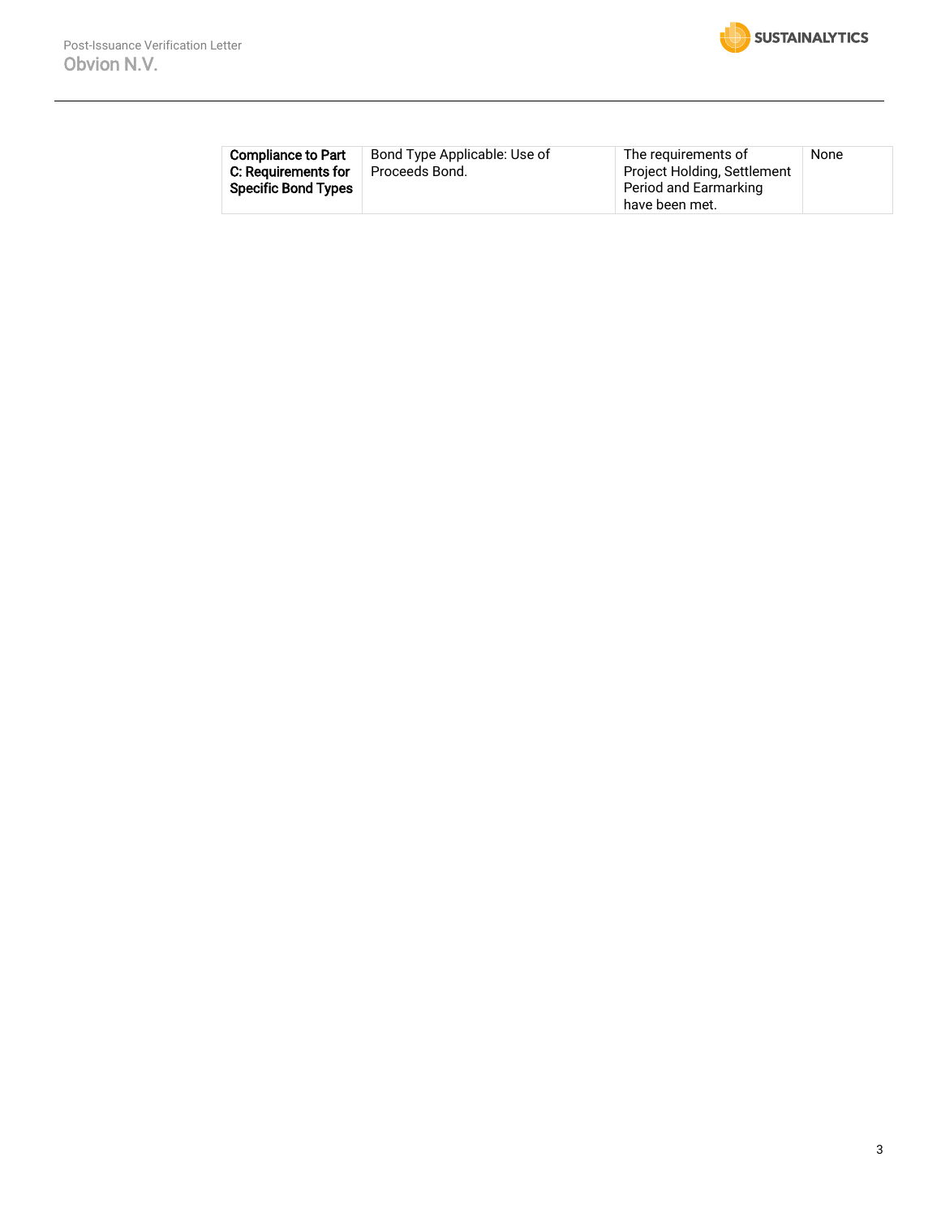| Compliance to Part C: Requirements for Specific Bond Types | Bond Type Applicable: Use of Proceeds Bond. | The requirements of Project Holding, Settlement Period and Earmarking have been met. | None |
|---|---|---|---|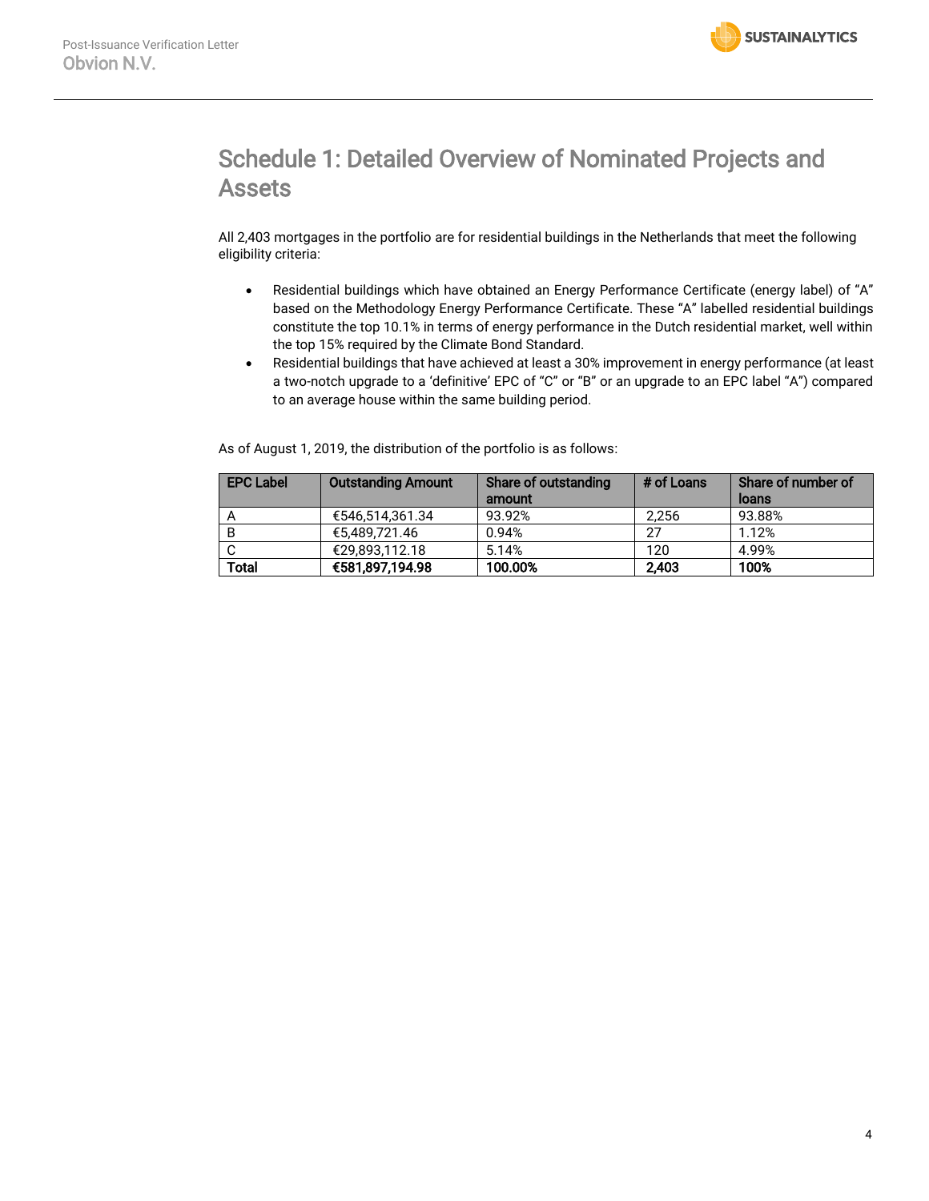# Schedule 1: Detailed Overview of Nominated Projects and Assets

All 2,403 mortgages in the portfolio are for residential buildings in the Netherlands that meet the following eligibility criteria:

- Residential buildings which have obtained an Energy Performance Certificate (energy label) of "A" based on the Methodology Energy Performance Certificate. These "A" labelled residential buildings constitute the top 10.1% in terms of energy performance in the Dutch residential market, well within the top 15% required by the Climate Bond Standard.
- Residential buildings that have achieved at least a 30% improvement in energy performance (at least a two-notch upgrade to a 'definitive' EPC of "C" or "B" or an upgrade to an EPC label "A") compared to an average house within the same building period.

As of August 1, 2019, the distribution of the portfolio is as follows:

| EPC Label | Outstanding Amount | Share of outstanding amount | # of Loans | Share of number of loans |
|---|---|---|---|---|
| A | €546,514,361.34 | 93.92% | 2,256 | 93.88% |
| B | €5,489,721.46 | 0.94% | 27 | 1.12% |
| C | €29,893,112.18 | 5.14% | 120 | 4.99% |
| **Total** | **€581,897,194.98** | **100.00%** | **2,403** | **100%** |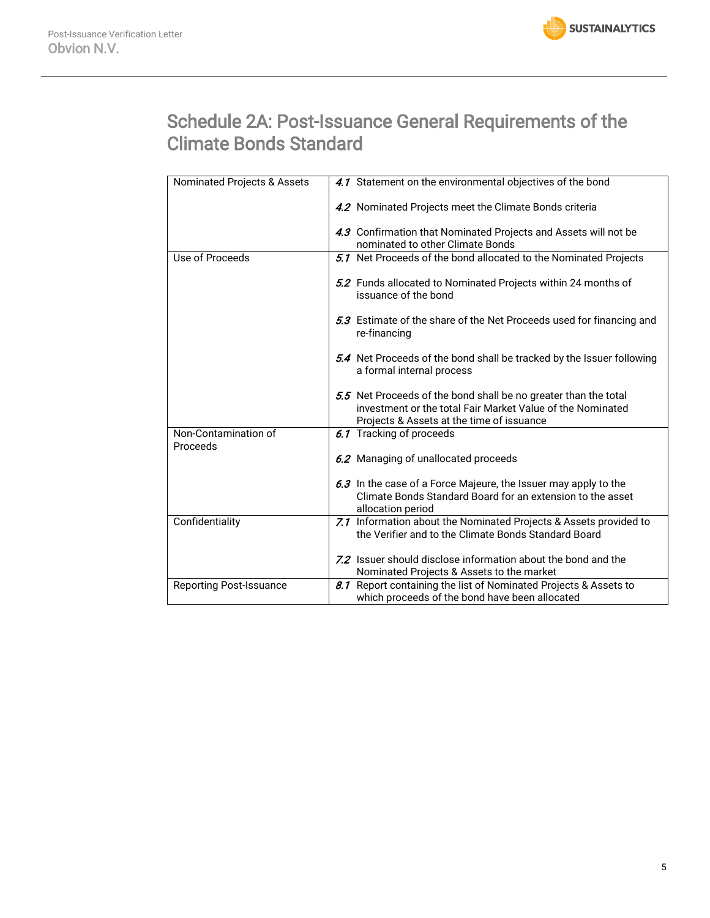# Schedule 2A: Post-Issuance General Requirements of the Climate Bonds Standard

| | |
|---|---|
| Nominated Projects & Assets | *4.1* Statement on the environmental objectives of the bond<br><br>*4.2* Nominated Projects meet the Climate Bonds criteria<br><br>*4.3* Confirmation that Nominated Projects and Assets will not be nominated to other Climate Bonds |
| Use of Proceeds | *5.1* Net Proceeds of the bond allocated to the Nominated Projects<br><br>*5.2* Funds allocated to Nominated Projects within 24 months of issuance of the bond<br><br>*5.3* Estimate of the share of the Net Proceeds used for financing and re-financing<br><br>*5.4* Net Proceeds of the bond shall be tracked by the Issuer following a formal internal process<br><br>*5.5* Net Proceeds of the bond shall be no greater than the total investment or the total Fair Market Value of the Nominated Projects & Assets at the time of issuance |
| Non-Contamination of Proceeds | *6.1* Tracking of proceeds<br><br>*6.2* Managing of unallocated proceeds<br><br>*6.3* In the case of a Force Majeure, the Issuer may apply to the Climate Bonds Standard Board for an extension to the asset allocation period |
| Confidentiality | *7.1* Information about the Nominated Projects & Assets provided to the Verifier and to the Climate Bonds Standard Board<br><br>*7.2* Issuer should disclose information about the bond and the Nominated Projects & Assets to the market |
| Reporting Post-Issuance | *8.1* Report containing the list of Nominated Projects & Assets to which proceeds of the bond have been allocated |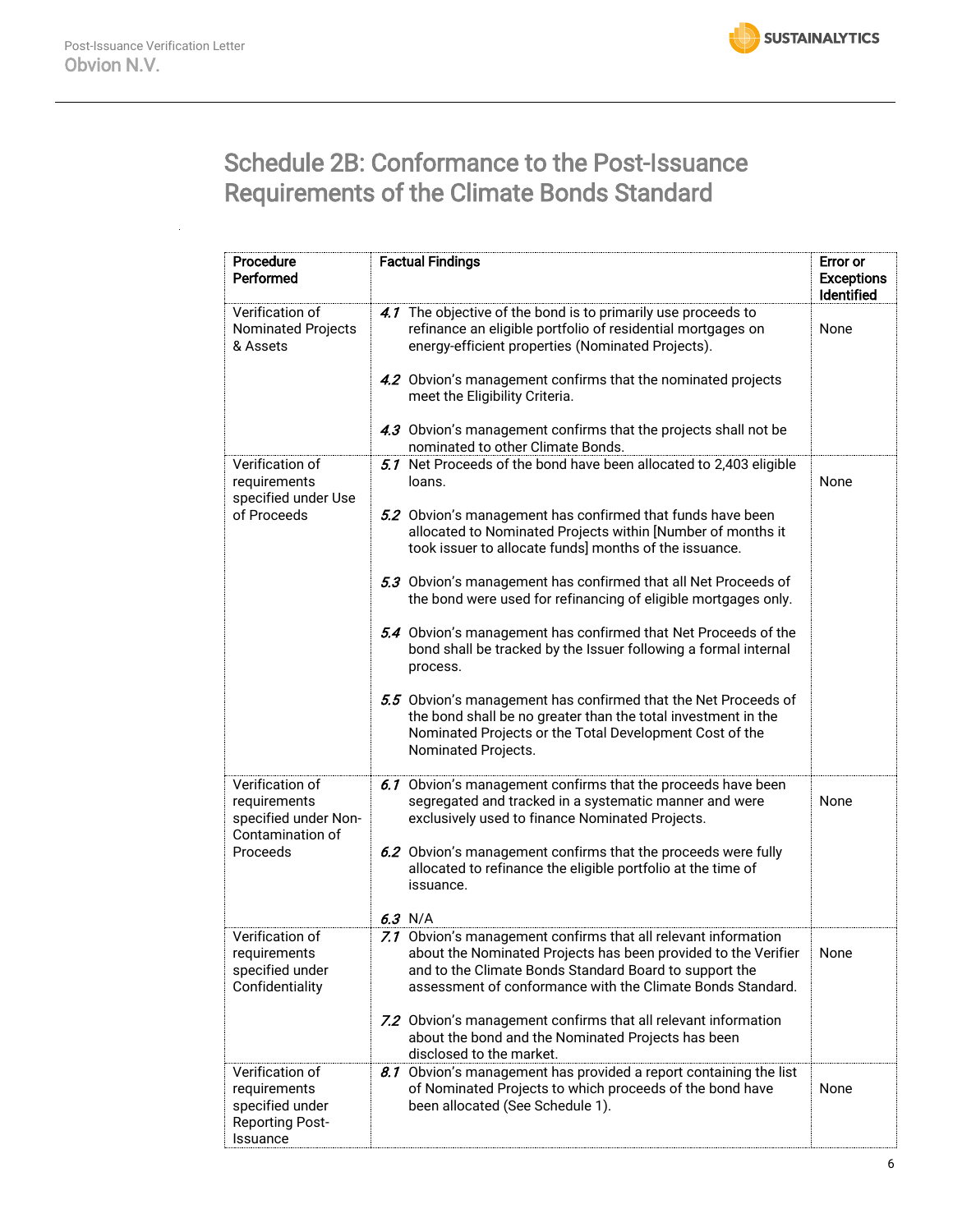## Schedule 2B: Conformance to the Post-Issuance Requirements of the Climate Bonds Standard

| Procedure Performed | Factual Findings | Error or Exceptions Identified |
|---|---|---|
| Verification of Nominated Projects & Assets | *4.1* The objective of the bond is to primarily use proceeds to refinance an eligible portfolio of residential mortgages on energy-efficient properties (Nominated Projects).<br><br>*4.2* Obvion's management confirms that the nominated projects meet the Eligibility Criteria.<br><br>*4.3* Obvion's management confirms that the projects shall not be nominated to other Climate Bonds. | None |
| Verification of requirements specified under Use of Proceeds | *5.1* Net Proceeds of the bond have been allocated to 2,403 eligible loans.<br><br>*5.2* Obvion's management has confirmed that funds have been allocated to Nominated Projects within [Number of months it took issuer to allocate funds] months of the issuance.<br><br>*5.3* Obvion's management has confirmed that all Net Proceeds of the bond were used for refinancing of eligible mortgages only.<br><br>*5.4* Obvion's management has confirmed that Net Proceeds of the bond shall be tracked by the Issuer following a formal internal process.<br><br>*5.5* Obvion's management has confirmed that the Net Proceeds of the bond shall be no greater than the total investment in the Nominated Projects or the Total Development Cost of the Nominated Projects. | None |
| Verification of requirements specified under Non-Contamination of Proceeds | *6.1* Obvion's management confirms that the proceeds have been segregated and tracked in a systematic manner and were exclusively used to finance Nominated Projects.<br><br>*6.2* Obvion's management confirms that the proceeds were fully allocated to refinance the eligible portfolio at the time of issuance.<br><br>*6.3* N/A | None |
| Verification of requirements specified under Confidentiality | *7.1* Obvion's management confirms that all relevant information about the Nominated Projects has been provided to the Verifier and to the Climate Bonds Standard Board to support the assessment of conformance with the Climate Bonds Standard.<br><br>*7.2* Obvion's management confirms that all relevant information about the bond and the Nominated Projects has been disclosed to the market. | None |
| Verification of requirements specified under Reporting Post-Issuance | *8.1* Obvion's management has provided a report containing the list of Nominated Projects to which proceeds of the bond have been allocated (See Schedule 1). | None |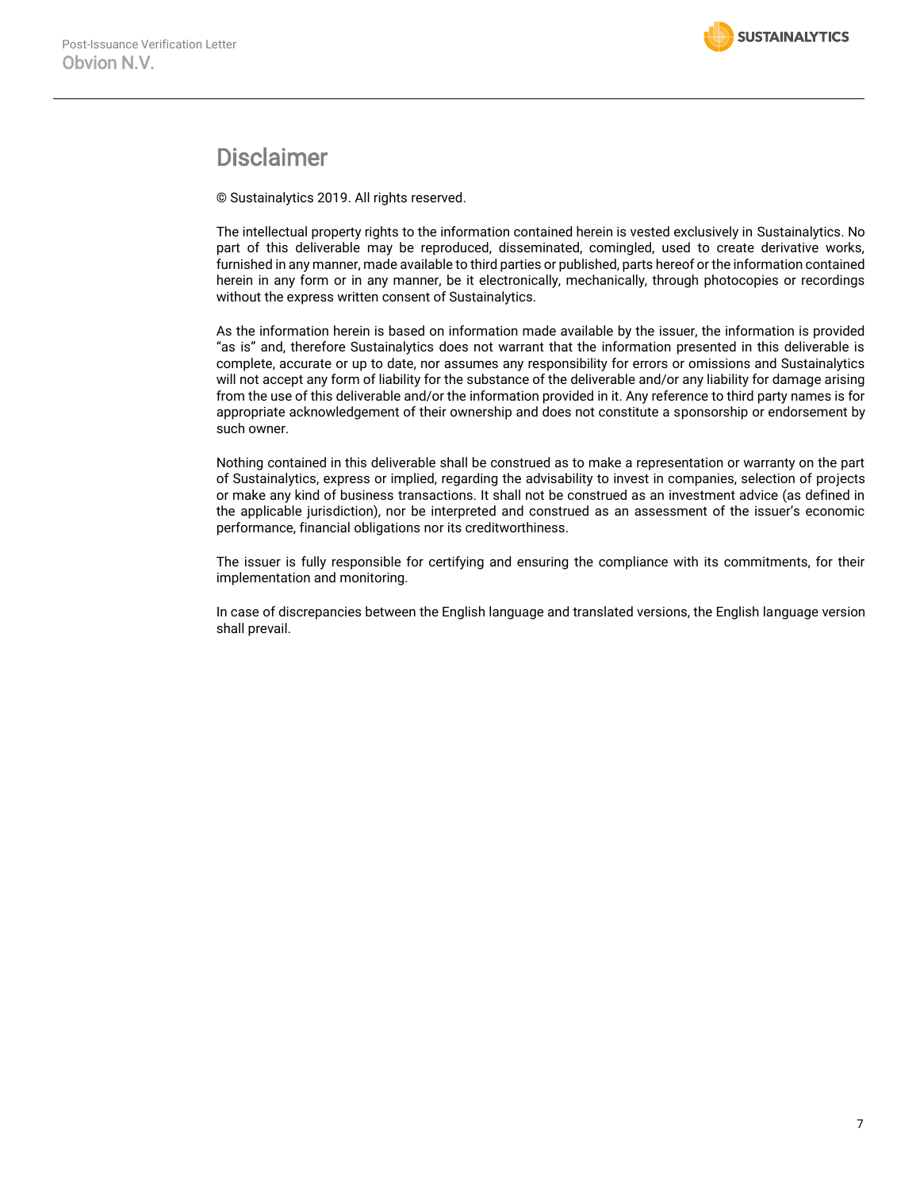# Disclaimer

© Sustainalytics 2019. All rights reserved.

The intellectual property rights to the information contained herein is vested exclusively in Sustainalytics. No part of this deliverable may be reproduced, disseminated, comingled, used to create derivative works, furnished in any manner, made available to third parties or published, parts hereof or the information contained herein in any form or in any manner, be it electronically, mechanically, through photocopies or recordings without the express written consent of Sustainalytics.

As the information herein is based on information made available by the issuer, the information is provided "as is" and, therefore Sustainalytics does not warrant that the information presented in this deliverable is complete, accurate or up to date, nor assumes any responsibility for errors or omissions and Sustainalytics will not accept any form of liability for the substance of the deliverable and/or any liability for damage arising from the use of this deliverable and/or the information provided in it. Any reference to third party names is for appropriate acknowledgement of their ownership and does not constitute a sponsorship or endorsement by such owner.

Nothing contained in this deliverable shall be construed as to make a representation or warranty on the part of Sustainalytics, express or implied, regarding the advisability to invest in companies, selection of projects or make any kind of business transactions. It shall not be construed as an investment advice (as defined in the applicable jurisdiction), nor be interpreted and construed as an assessment of the issuer's economic performance, financial obligations nor its creditworthiness.

The issuer is fully responsible for certifying and ensuring the compliance with its commitments, for their implementation and monitoring.

In case of discrepancies between the English language and translated versions, the English language version shall prevail.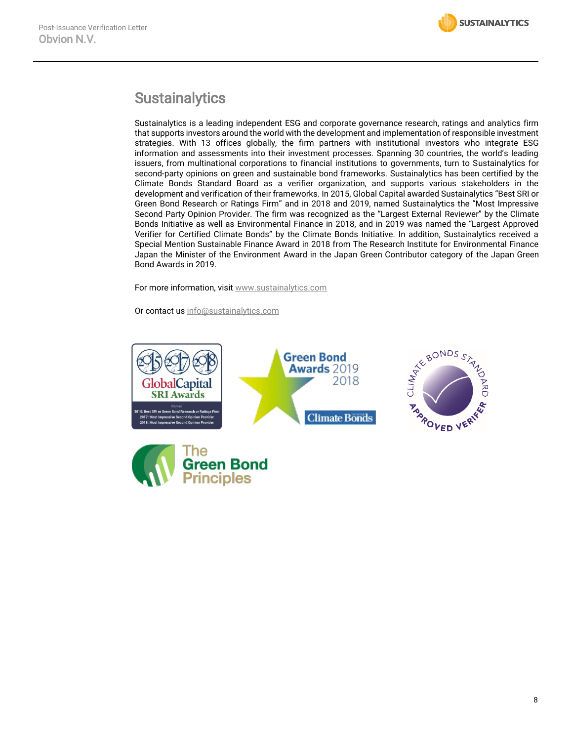## Sustainalytics

Sustainalytics is a leading independent ESG and corporate governance research, ratings and analytics firm that supports investors around the world with the development and implementation of responsible investment strategies. With 13 offices globally, the firm partners with institutional investors who integrate ESG information and assessments into their investment processes. Spanning 30 countries, the world's leading issuers, from multinational corporations to financial institutions to governments, turn to Sustainalytics for second-party opinions on green and sustainable bond frameworks. Sustainalytics has been certified by the Climate Bonds Standard Board as a verifier organization, and supports various stakeholders in the development and verification of their frameworks. In 2015, Global Capital awarded Sustainalytics "Best SRI or Green Bond Research or Ratings Firm" and in 2018 and 2019, named Sustainalytics the "Most Impressive Second Party Opinion Provider. The firm was recognized as the "Largest External Reviewer" by the Climate Bonds Initiative as well as Environmental Finance in 2018, and in 2019 was named the "Largest Approved Verifier for Certified Climate Bonds" by the Climate Bonds Initiative. In addition, Sustainalytics received a Special Mention Sustainable Finance Award in 2018 from The Research Institute for Environmental Finance Japan the Minister of the Environment Award in the Japan Green Contributor category of the Japan Green Bond Awards in 2019.

For more information, visit www.sustainalytics.com

Or contact us info@sustainalytics.com